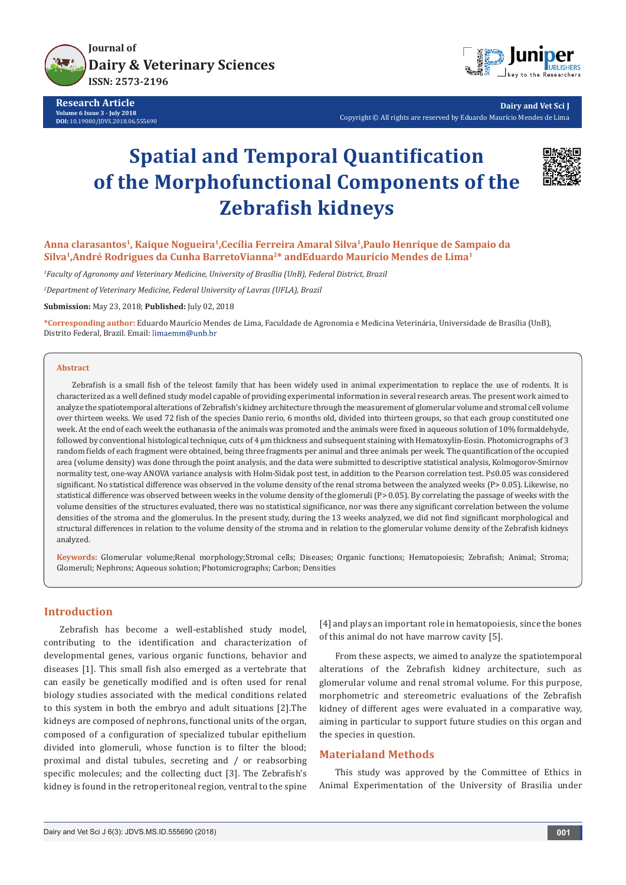Research Article
Volume 6 Issue 3 - July 2018
DOI: 10.19080/JDVS.2018.06.555690

Dairy and Vet Sci J
Copyright © All rights are reserved by Eduardo Maurício Mendes de Lima

# Spatial and Temporal Quantification of the Morphofunctional Components of the Zebrafish kidneys

**Anna clarasantos[1], Kaique Nogueira[1],Cecília Ferreira Amaral Silva[1],Paulo Henrique de Sampaio da Silva[1],André Rodrigues da Cunha BarretoVianna[2]* andEduardo Maurício Mendes de Lima[1]**

*[1]Faculty of Agronomy and Veterinary Medicine, University of Brasília (UnB), Federal District, Brazil*

*[2]Department of Veterinary Medicine, Federal University of Lavras (UFLA), Brazil*

**Submission:** May 23, 2018; **Published:** July 02, 2018

***Corresponding author:** Eduardo Maurício Mendes de Lima, Faculdade de Agronomia e Medicina Veterinária, Universidade de Brasília (UnB), Distrito Federal, Brazil. Email: limaemm@unb.br

## Abstract

Zebrafish is a small fish of the teleost family that has been widely used in animal experimentation to replace the use of rodents. It is characterized as a well defined study model capable of providing experimental information in several research areas. The present work aimed to analyze the spatiotemporal alterations of Zebrafish's kidney architecture through the measurement of glomerular volume and stromal cell volume over thirteen weeks. We used 72 fish of the species Danio rerio, 6 months old, divided into thirteen groups, so that each group constituted one week. At the end of each week the euthanasia of the animals was promoted and the animals were fixed in aqueous solution of 10% formaldehyde, followed by conventional histological technique, cuts of 4 µm thickness and subsequent staining with Hematoxylin-Eosin. Photomicrographs of 3 random fields of each fragment were obtained, being three fragments per animal and three animals per week. The quantification of the occupied area (volume density) was done through the point analysis, and the data were submitted to descriptive statistical analysis, Kolmogorov-Smirnov normality test, one-way ANOVA variance analysis with Holm-Sidak post test, in addition to the Pearson correlation test. $P \leq 0.05$ was considered significant. No statistical difference was observed in the volume density of the renal stroma between the analyzed weeks ($P > 0.05$). Likewise, no statistical difference was observed between weeks in the volume density of the glomeruli ($P > 0.05$). By correlating the passage of weeks with the volume densities of the structures evaluated, there was no statistical significance, nor was there any significant correlation between the volume densities of the stroma and the glomerulus. In the present study, during the 13 weeks analyzed, we did not find significant morphological and structural differences in relation to the volume density of the stroma and in relation to the glomerular volume density of the Zebrafish kidneys analyzed.

**Keywords:** Glomerular volume;Renal morphology;Stromal cells; Diseases; Organic functions; Hematopoiesis; Zebrafish; Animal; Stroma; Glomeruli; Nephrons; Aqueous solution; Photomicrographs; Carbon; Densities

## Introduction

Zebrafish has become a well-established study model, contributing to the identification and characterization of developmental genes, various organic functions, behavior and diseases [1]. This small fish also emerged as a vertebrate that can easily be genetically modified and is often used for renal biology studies associated with the medical conditions related to this system in both the embryo and adult situations [2].The kidneys are composed of nephrons, functional units of the organ, composed of a configuration of specialized tubular epithelium divided into glomeruli, whose function is to filter the blood; proximal and distal tubules, secreting and / or reabsorbing specific molecules; and the collecting duct [3]. The Zebrafish's kidney is found in the retroperitoneal region, ventral to the spine [4] and plays an important role in hematopoiesis, since the bones of this animal do not have marrow cavity [5].

From these aspects, we aimed to analyze the spatiotemporal alterations of the Zebrafish kidney architecture, such as glomerular volume and renal stromal volume. For this purpose, morphometric and stereometric evaluations of the Zebrafish kidney of different ages were evaluated in a comparative way, aiming in particular to support future studies on this organ and the species in question.

## Materialand Methods

This study was approved by the Committee of Ethics in Animal Experimentation of the University of Brasilia under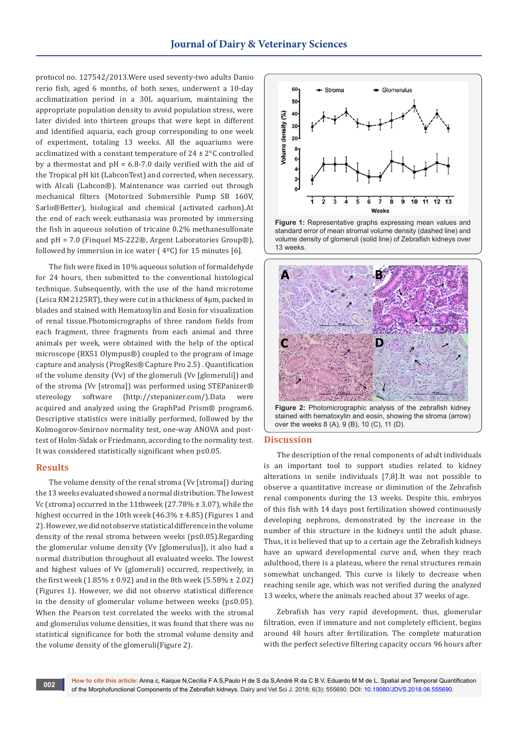protocol no. 127542/2013.Were used seventy-two adults Danio rerio fish, aged 6 months, of both sexes, underwent a 10-day acclimatization period in a 30L aquarium, maintaining the appropriate population density to avoid population stress, were later divided into thirteen groups that were kept in different and identified aquaria, each group corresponding to one week of experiment, totaling 13 weeks. All the aquariums were acclimatized with a constant temperature of 24 ± 2°C controlled by a thermostat and pH = 6.8-7.0 daily verified with the aid of the Tropical pH kit (LabconTest) and corrected, when necessary, with Alcali (Labcon®). Maintenance was carried out through mechanical filters (Motorized Submersible Pump SB 160V, Sarlo®Better), biological and chemical (activated carbon).At the end of each week euthanasia was promoted by immersing the fish in aqueous solution of tricaine 0.2% methanesulfonate and pH = 7.0 (Finquel MS-222®, Argent Laboratories Group®), followed by immersion in ice water ( 4ºC) for 15 minutes [6].

The fish were fixed in 10% aqueous solution of formaldehyde for 24 hours, then submitted to the conventional histological technique. Subsequently, with the use of the hand microtome (Leica RM 2125RT), they were cut in a thickness of 4µm, packed in blades and stained with Hematoxylin and Eosin for visualization of renal tissue.Photomicrographs of three random fields from each fragment, three fragments from each animal and three animals per week, were obtained with the help of the optical microscope (BX51 Olympus®) coupled to the program of image capture and analysis (ProgRes® Capture Pro 2.5) . Quantification of the volume density (Vv) of the glomeruli (Vv [glomeruli]) and of the stroma (Vv [stroma]) was performed using STEPanizer® stereology software (http://stepanizer.com/).Data were acquired and analyzed using the GraphPad Prism® program6. Descriptive statistics were initially performed, followed by the Kolmogorov-Smirnov normality test, one-way ANOVA and post-test of Holm-Sidak or Friedmann, according to the normality test. It was considered statistically significant when p≤0.05.

## Results

The volume density of the renal stroma (Vv [stroma]) during the 13 weeks evaluated showed a normal distribution. The lowest Vc (stroma) occurred in the 11thweek (27.78% ± 3.07), while the highest occurred in the 10th week (46.3% ± 4.85) (Figures 1 and 2). However, we did not observe statistical difference in the volume density of the renal stroma between weeks (p≤0.05).Regarding the glomerular volume density (Vv [glomerulus]), it also had a normal distribution throughout all evaluated weeks. The lowest and highest values of Vv (glomeruli) occurred, respectively, in the first week (1.85% ± 0.92) and in the 8th week (5.58% ± 2.02) (Figures 1). However, we did not observe statistical difference in the density of glomerular volume between weeks (p≤0.05). When the Pearson test correlated the weeks with the stromal and glomerulus volume densities, it was found that there was no statistical significance for both the stromal volume density and the volume density of the glomeruli(Figure 2).

**Figure 1:** Representative graphs expressing mean values and standard error of mean stromal volume density (dashed line) and volume density of glomeruli (solid line) of Zebrafish kidneys over 13 weeks.

**Figure 2:** Photomicrographic analysis of the zebrafish kidney stained with hematoxylin and eosin, showing the stroma (arrow) over the weeks 8 (A), 9 (B), 10 (C), 11 (D).

## Discussion

The description of the renal components of adult individuals is an important tool to support studies related to kidney alterations in senile individuals [7,8].It was not possible to observe a quantitative increase or diminution of the Zebrafish renal components during the 13 weeks. Despite this, embryos of this fish with 14 days post fertilization showed continuously developing nephrons, demonstrated by the increase in the number of this structure in the kidneys until the adult phase. Thus, it is believed that up to a certain age the Zebrafish kidneys have an upward developmental curve and, when they reach adulthood, there is a plateau, where the renal structures remain somewhat unchanged. This curve is likely to decrease when reaching senile age, which was not verified during the analyzed 13 weeks, where the animals reached about 37 weeks of age.

Zebrafish has very rapid development, thus, glomerular filtration, even if immature and not completely efficient, begins around 48 hours after fertilization. The complete maturation with the perfect selective filtering capacity occurs 96 hours after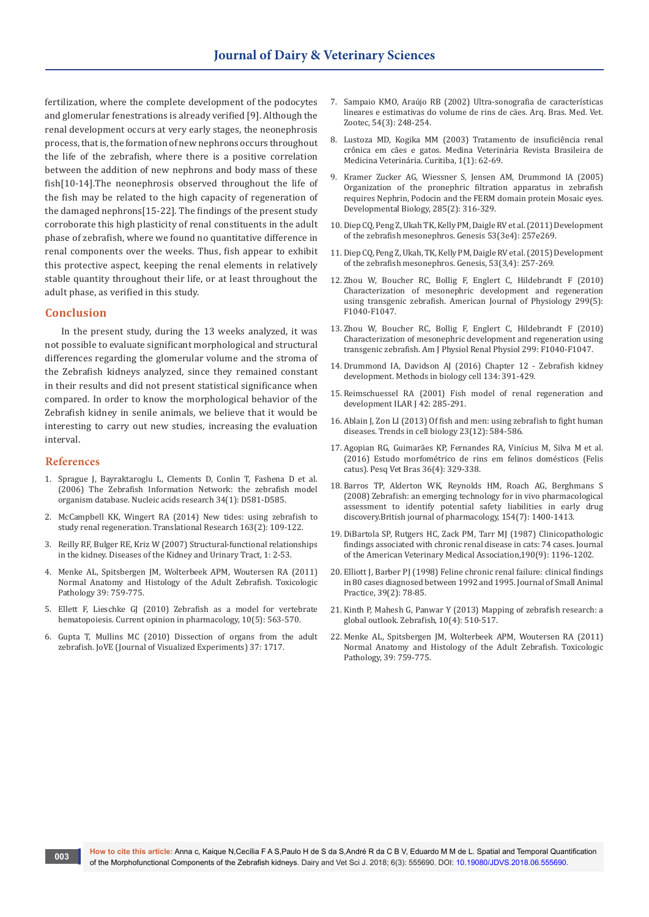fertilization, where the complete development of the podocytes and glomerular fenestrations is already verified [9]. Although the renal development occurs at very early stages, the neonephrosis process, that is, the formation of new nephrons occurs throughout the life of the zebrafish, where there is a positive correlation between the addition of new nephrons and body mass of these fish[10-14].The neonephrosis observed throughout the life of the fish may be related to the high capacity of regeneration of the damaged nephrons[15-22]. The findings of the present study corroborate this high plasticity of renal constituents in the adult phase of zebrafish, where we found no quantitative difference in renal components over the weeks. Thus, fish appear to exhibit this protective aspect, keeping the renal elements in relatively stable quantity throughout their life, or at least throughout the adult phase, as verified in this study.

## Conclusion

In the present study, during the 13 weeks analyzed, it was not possible to evaluate significant morphological and structural differences regarding the glomerular volume and the stroma of the Zebrafish kidneys analyzed, since they remained constant in their results and did not present statistical significance when compared. In order to know the morphological behavior of the Zebrafish kidney in senile animals, we believe that it would be interesting to carry out new studies, increasing the evaluation interval.

## References

1. Sprague J, Bayraktaroglu L, Clements D, Conlin T, Fashena D et al. (2006) The Zebrafish Information Network: the zebrafish model organism database. Nucleic acids research 34(1): D581-D585.
2. McCampbell KK, Wingert RA (2014) New tides: using zebrafish to study renal regeneration. Translational Research 163(2): 109-122.
3. Reilly RF, Bulger RE, Kriz W (2007) Structural-functional relationships in the kidney. Diseases of the Kidney and Urinary Tract, 1: 2-53.
4. Menke AL, Spitsbergen JM, Wolterbeek APM, Woutersen RA (2011) Normal Anatomy and Histology of the Adult Zebrafish. Toxicologic Pathology 39: 759-775.
5. Ellett F, Lieschke GJ (2010) Zebrafish as a model for vertebrate hematopoiesis. Current opinion in pharmacology, 10(5): 563-570.
6. Gupta T, Mullins MC (2010) Dissection of organs from the adult zebrafish. JoVE (Journal of Visualized Experiments) 37: 1717.
7. Sampaio KMO, Araújo RB (2002) Ultra-sonografia de características lineares e estimativas do volume de rins de cães. Arq. Bras. Med. Vet. Zootec, 54(3): 248-254.
8. Lustoza MD, Kogika MM (2003) Tratamento de insuficiência renal crônica em cães e gatos. Medina Veterinária Revista Brasileira de Medicina Veterinária. Curitiba, 1(1): 62-69.
9. Kramer Zucker AG, Wiessner S, Jensen AM, Drummond IA (2005) Organization of the pronephric filtration apparatus in zebrafish requires Nephrin, Podocin and the FERM domain protein Mosaic eyes. Developmental Biology, 285(2): 316-329.
10. Diep CQ, Peng Z, Ukah TK, Kelly PM, Daigle RV et al. (2011) Development of the zebrafish mesonephros. Genesis 53(3e4): 257e269.
11. Diep CQ, Peng Z, Ukah, TK, Kelly PM, Daigle RV et al. (2015) Development of the zebrafish mesonephros. Genesis, 53(3,4): 257-269.
12. Zhou W, Boucher RC, Bollig F, Englert C, Hildebrandt F (2010) Characterization of mesonephric development and regeneration using transgenic zebrafish. American Journal of Physiology 299(5): F1040-F1047.
13. Zhou W, Boucher RC, Bollig F, Englert C, Hildebrandt F (2010) Characterization of mesonephric development and regeneration using transgenic zebrafish. Am J Physiol Renal Physiol 299: F1040-F1047.
14. Drummond IA, Davidson AJ (2016) Chapter 12 - Zebrafish kidney development. Methods in biology cell 134: 391-429.
15. Reimschuessel RA (2001) Fish model of renal regeneration and development ILAR J 42: 285-291.
16. Ablain J, Zon LI (2013) Of fish and men: using zebrafish to fight human diseases. Trends in cell biology 23(12): 584-586.
17. Agopian RG, Guimarães KP, Fernandes RA, Vinícius M, Silva M et al. (2016) Estudo morfométrico de rins em felinos domésticos (Felis catus). Pesq Vet Bras 36(4): 329-338.
18. Barros TP, Alderton WK, Reynolds HM, Roach AG, Berghmans S (2008) Zebrafish: an emerging technology for in vivo pharmacological assessment to identify potential safety liabilities in early drug discovery.British journal of pharmacology, 154(7): 1400-1413.
19. DiBartola SP, Rutgers HC, Zack PM, Tarr MJ (1987) Clinicopathologic findings associated with chronic renal disease in cats: 74 cases. Journal of the American Veterinary Medical Association,190(9): 1196-1202.
20. Elliott J, Barber PJ (1998) Feline chronic renal failure: clinical findings in 80 cases diagnosed between 1992 and 1995. Journal of Small Animal Practice, 39(2): 78-85.
21. Kinth P, Mahesh G, Panwar Y (2013) Mapping of zebrafish research: a global outlook. Zebrafish, 10(4): 510-517.
22. Menke AL, Spitsbergen JM, Wolterbeek APM, Woutersen RA (2011) Normal Anatomy and Histology of the Adult Zebrafish. Toxicologic Pathology, 39: 759-775.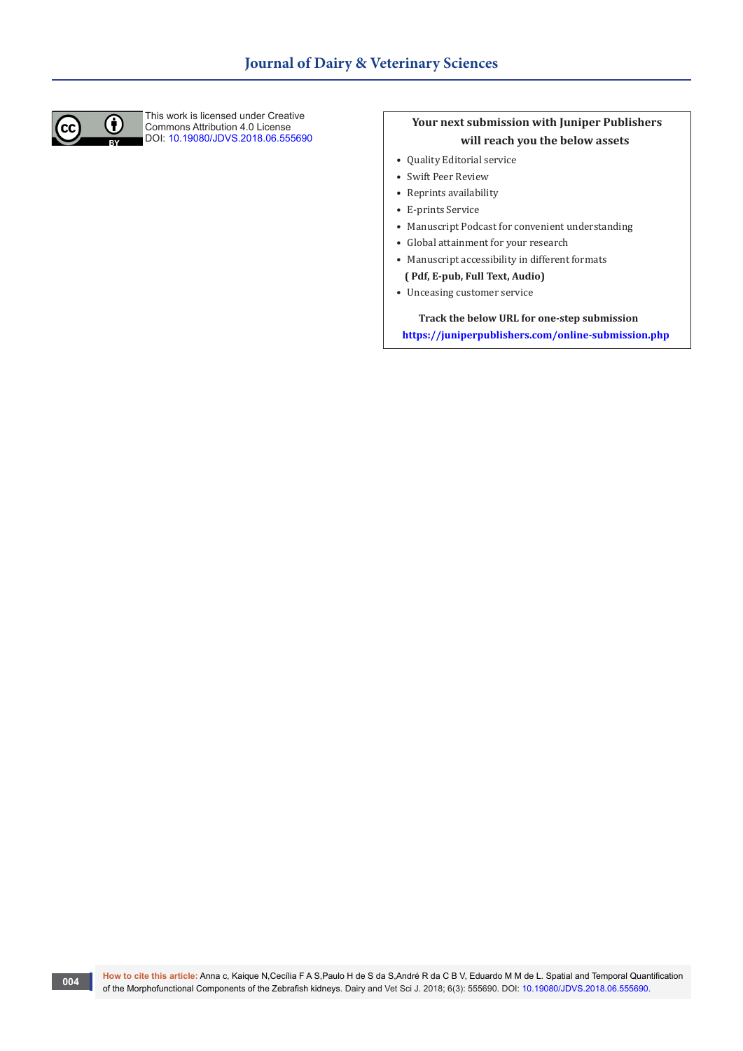This work is licensed under Creative Commons Attribution 4.0 License
DOI: 10.19080/JDVS.2018.06.555690

**Your next submission with Juniper Publishers will reach you the below assets**

- Quality Editorial service
- Swift Peer Review
- Reprints availability
- E-prints Service
- Manuscript Podcast for convenient understanding
- Global attainment for your research
- Manuscript accessibility in different formats
  **( Pdf, E-pub, Full Text, Audio)**
- Unceasing customer service

**Track the below URL for one-step submission**
**https://juniperpublishers.com/online-submission.php**

**How to cite this article:** Anna c, Kaique N,Cecília F A S,Paulo H de S da S,André R da C B V, Eduardo M M de L. Spatial and Temporal Quantification of the Morphofunctional Components of the Zebrafish kidneys. Dairy and Vet Sci J. 2018; 6(3): 555690. DOI: 10.19080/JDVS.2018.06.555690.